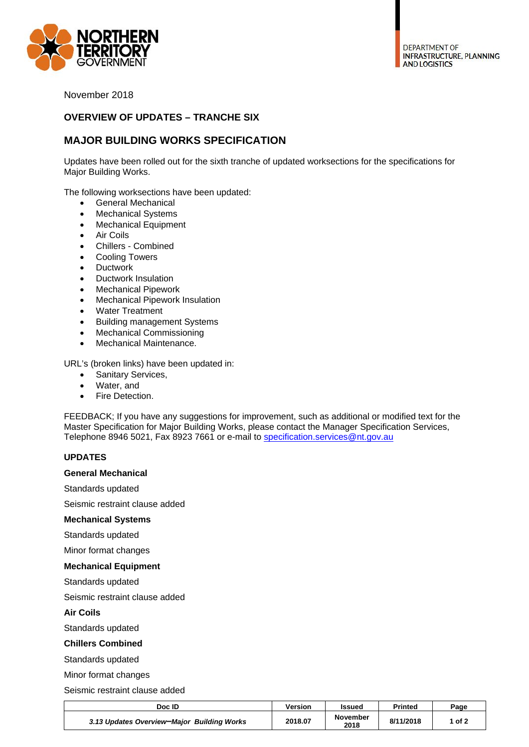NORTHERN TERRITORY GOVERNMENT

DEPARTMENT OF INFRASTRUCTURE, PLANNING AND LOGISTICS

November 2018

## OVERVIEW OF UPDATES – TRANCHE SIX

# MAJOR BUILDING WORKS SPECIFICATION

Updates have been rolled out for the sixth tranche of updated worksections for the specifications for Major Building Works.

The following worksections have been updated:

- General Mechanical
- Mechanical Systems
- Mechanical Equipment
- Air Coils
- Chillers - Combined
- Cooling Towers
- Ductwork
- Ductwork Insulation
- Mechanical Pipework
- Mechanical Pipework Insulation
- Water Treatment
- Building management Systems
- Mechanical Commissioning
- Mechanical Maintenance.

URL's (broken links) have been updated in:

- Sanitary Services,
- Water, and
- Fire Detection.

FEEDBACK; If you have any suggestions for improvement, such as additional or modified text for the Master Specification for Major Building Works, please contact the Manager Specification Services, Telephone 8946 5021, Fax 8923 7661 or e-mail to [specification.services@nt.gov.au](mailto:specification.services@nt.gov.au)

### UPDATES

**General Mechanical**

Standards updated

Seismic restraint clause added

**Mechanical Systems**

Standards updated

Minor format changes

**Mechanical Equipment**

Standards updated

Seismic restraint clause added

**Air Coils**

Standards updated

**Chillers Combined**

Standards updated

Minor format changes

Seismic restraint clause added

| Doc ID | Version | Issued | Printed | Page |
|---|---|---|---|---|
| *3.13 Updates Overview–Major Building Works* | 2018.07 | November 2018 | 8/11/2018 | 1 of 2 |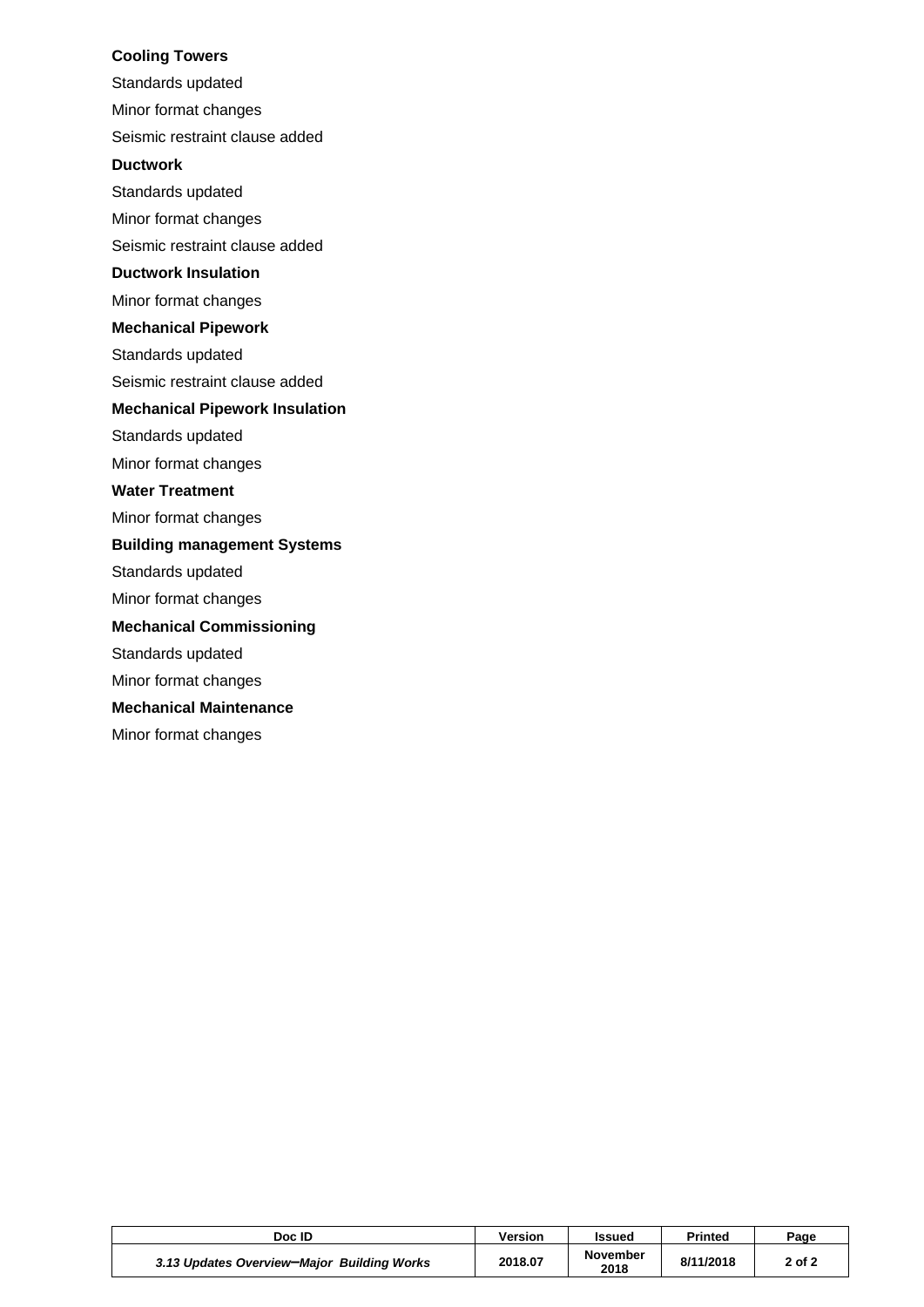**Cooling Towers**

Standards updated

Minor format changes

Seismic restraint clause added

**Ductwork**

Standards updated

Minor format changes

Seismic restraint clause added

**Ductwork Insulation**

Minor format changes

**Mechanical Pipework**

Standards updated

Seismic restraint clause added

**Mechanical Pipework Insulation**

Standards updated

Minor format changes

**Water Treatment**

Minor format changes

**Building management Systems**

Standards updated

Minor format changes

**Mechanical Commissioning**

Standards updated

Minor format changes

**Mechanical Maintenance**

Minor format changes